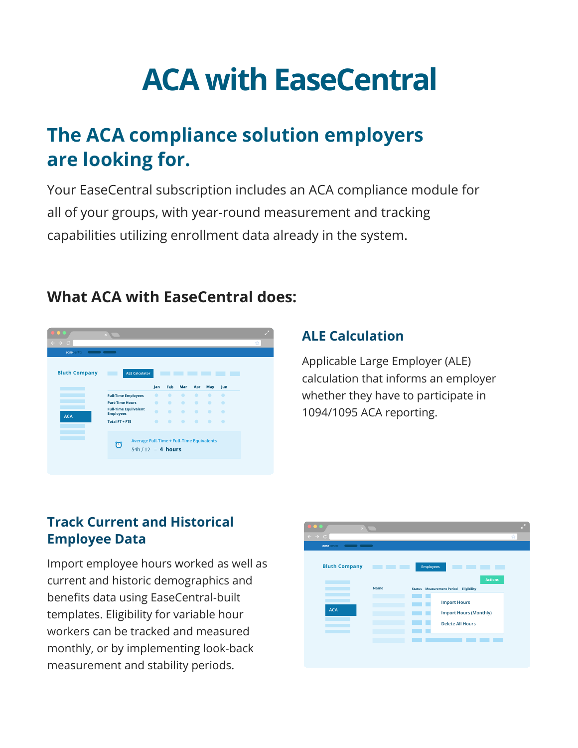# ACA with EaseCentral

## The ACA compliance solution employers are looking for.

Your EaseCentral subscription includes an ACA compliance module for all of your groups, with year-round measurement and tracking capabilities utilizing enrollment data already in the system.

### What ACA with EaseCentral does:

### ALE Calculation

Applicable Large Employer (ALE) calculation that informs an employer whether they have to participate in 1094/1095 ACA reporting.

### Track Current and Historical Employee Data

Import employee hours worked as well as current and historic demographics and benefits data using EaseCentral-built templates. Eligibility for variable hour workers can be tracked and measured monthly, or by implementing look-back measurement and stability periods.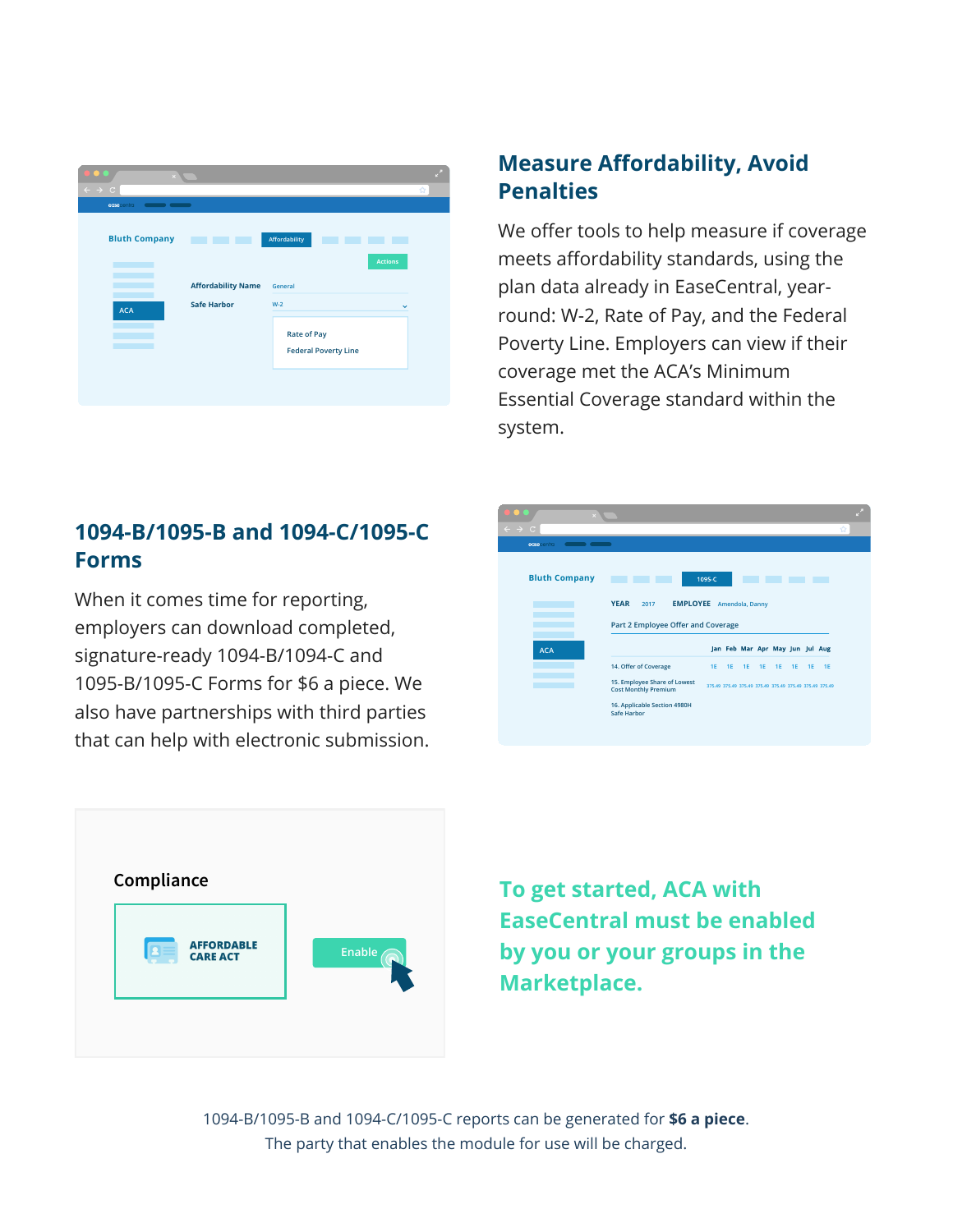## Measure Affordability, Avoid Penalties

We offer tools to help measure if coverage meets affordability standards, using the plan data already in EaseCentral, year-round: W-2, Rate of Pay, and the Federal Poverty Line. Employers can view if their coverage met the ACA's Minimum Essential Coverage standard within the system.

## 1094-B/1095-B and 1094-C/1095-C Forms

When it comes time for reporting, employers can download completed, signature-ready 1094-B/1094-C and 1095-B/1095-C Forms for $6 a piece. We also have partnerships with third parties that can help with electronic submission.

**To get started, ACA with EaseCentral must be enabled by you or your groups in the Marketplace.**

1094-B/1095-B and 1094-C/1095-C reports can be generated for **$6 a piece**.
The party that enables the module for use will be charged.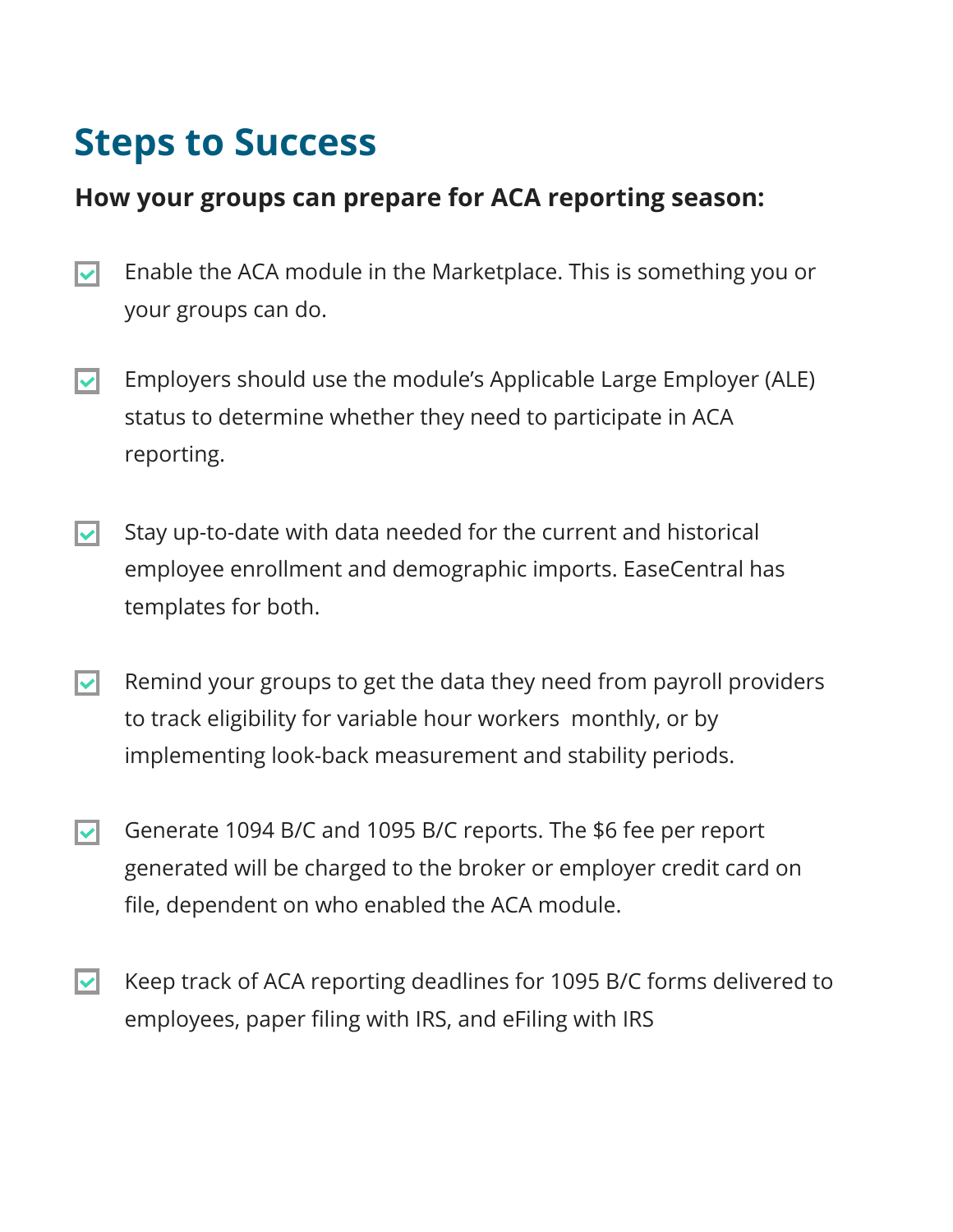# Steps to Success

**How your groups can prepare for ACA reporting season:**

- [x] Enable the ACA module in the Marketplace. This is something you or your groups can do.
- [x] Employers should use the module's Applicable Large Employer (ALE) status to determine whether they need to participate in ACA reporting.
- [x] Stay up-to-date with data needed for the current and historical employee enrollment and demographic imports. EaseCentral has templates for both.
- [x] Remind your groups to get the data they need from payroll providers to track eligibility for variable hour workers monthly, or by implementing look-back measurement and stability periods.
- [x] Generate 1094 B/C and 1095 B/C reports. The $6 fee per report generated will be charged to the broker or employer credit card on file, dependent on who enabled the ACA module.
- [x] Keep track of ACA reporting deadlines for 1095 B/C forms delivered to employees, paper filing with IRS, and eFiling with IRS